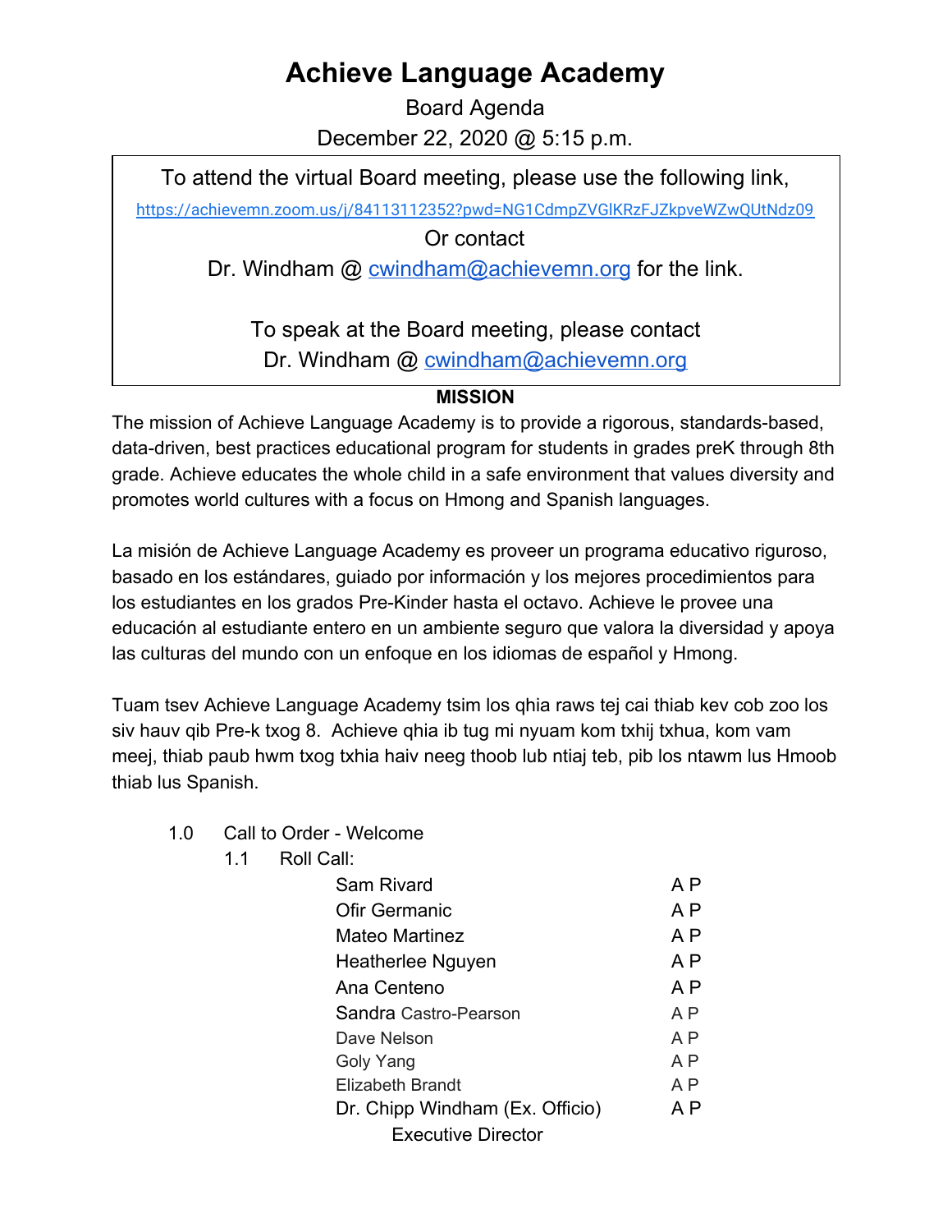# Achieve Language Academy

Board Agenda

December 22, 2020 @ 5:15 p.m.

> To attend the virtual Board meeting, please use the following link,
>
> https://achievemn.zoom.us/j/84113112352?pwd=NG1CdmpZVGlKRzFJZkpveWZwQUtNdz09
>
> Or contact
>
> Dr. Windham @ cwindham@achievemn.org for the link.
>
> To speak at the Board meeting, please contact
>
> Dr. Windham @ cwindham@achievemn.org

**MISSION**

The mission of Achieve Language Academy is to provide a rigorous, standards-based, data-driven, best practices educational program for students in grades preK through 8th grade. Achieve educates the whole child in a safe environment that values diversity and promotes world cultures with a focus on Hmong and Spanish languages.

La misión de Achieve Language Academy es proveer un programa educativo riguroso, basado en los estándares, guiado por información y los mejores procedimientos para los estudiantes en los grados Pre-Kinder hasta el octavo. Achieve le provee una educación al estudiante entero en un ambiente seguro que valora la diversidad y apoya las culturas del mundo con un enfoque en los idiomas de español y Hmong.

Tuam tsev Achieve Language Academy tsim los qhia raws tej cai thiab kev cob zoo los siv hauv qib Pre-k txog 8. Achieve qhia ib tug mi nyuam kom txhij txhua, kom vam meej, thiab paub hwm txog txhia haiv neeg thoob lub ntiaj teb, pib los ntawm lus Hmoob thiab lus Spanish.

1.0 Call to Order - Welcome

1.1 Roll Call:

| Name | |
|---|---|
| Sam Rivard | A P |
| Ofir Germanic | A P |
| Mateo Martinez | A P |
| Heatherlee Nguyen | A P |
| Ana Centeno | A P |
| Sandra Castro-Pearson | A P |
| Dave Nelson | A P |
| Goly Yang | A P |
| Elizabeth Brandt | A P |
| Dr. Chipp Windham (Ex. Officio) Executive Director | A P |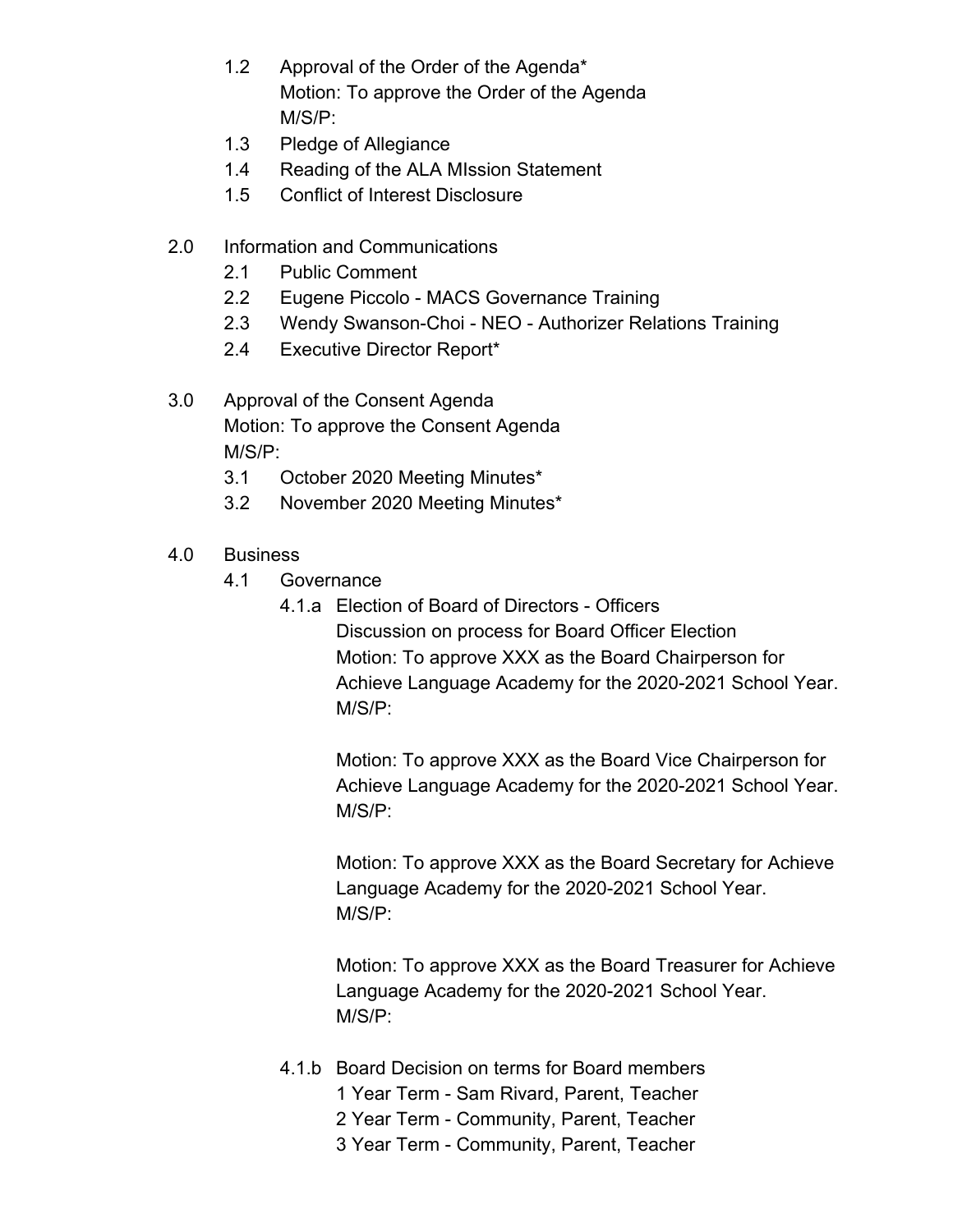- 1.2 Approval of the Order of the Agenda*
  Motion: To approve the Order of the Agenda
  M/S/P:
- 1.3 Pledge of Allegiance
- 1.4 Reading of the ALA MIssion Statement
- 1.5 Conflict of Interest Disclosure

2.0 Information and Communications

- 2.1 Public Comment
- 2.2 Eugene Piccolo - MACS Governance Training
- 2.3 Wendy Swanson-Choi - NEO - Authorizer Relations Training
- 2.4 Executive Director Report*

3.0 Approval of the Consent Agenda
Motion: To approve the Consent Agenda
M/S/P:

- 3.1 October 2020 Meeting Minutes*
- 3.2 November 2020 Meeting Minutes*

4.0 Business

- 4.1 Governance
  - 4.1.a Election of Board of Directors - Officers
    Discussion on process for Board Officer Election
    Motion: To approve XXX as the Board Chairperson for Achieve Language Academy for the 2020-2021 School Year.
    M/S/P:

    Motion: To approve XXX as the Board Vice Chairperson for Achieve Language Academy for the 2020-2021 School Year.
    M/S/P:

    Motion: To approve XXX as the Board Secretary for Achieve Language Academy for the 2020-2021 School Year.
    M/S/P:

    Motion: To approve XXX as the Board Treasurer for Achieve Language Academy for the 2020-2021 School Year.
    M/S/P:

  - 4.1.b Board Decision on terms for Board members
    1 Year Term - Sam Rivard, Parent, Teacher
    2 Year Term - Community, Parent, Teacher
    3 Year Term - Community, Parent, Teacher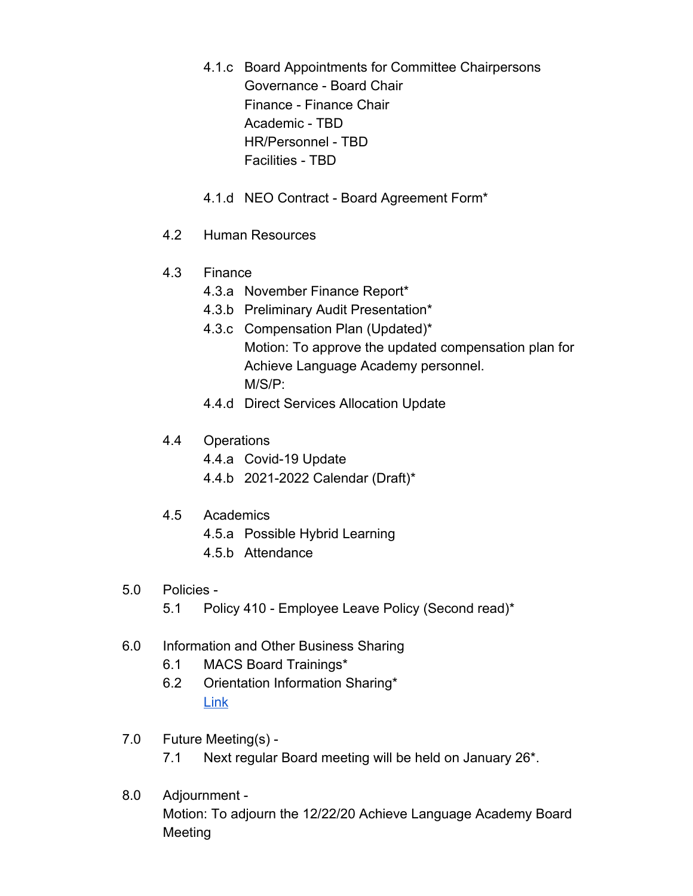- 4.1.c Board Appointments for Committee Chairpersons
  Governance - Board Chair
  Finance - Finance Chair
  Academic - TBD
  HR/Personnel - TBD
  Facilities - TBD

- 4.1.d NEO Contract - Board Agreement Form*

4.2 Human Resources

4.3 Finance
- 4.3.a November Finance Report*
- 4.3.b Preliminary Audit Presentation*
- 4.3.c Compensation Plan (Updated)*
  Motion: To approve the updated compensation plan for Achieve Language Academy personnel.
  M/S/P:
- 4.4.d Direct Services Allocation Update

4.4 Operations
- 4.4.a Covid-19 Update
- 4.4.b 2021-2022 Calendar (Draft)*

4.5 Academics
- 4.5.a Possible Hybrid Learning
- 4.5.b Attendance

5.0 Policies -
- 5.1 Policy 410 - Employee Leave Policy (Second read)*

6.0 Information and Other Business Sharing
- 6.1 MACS Board Trainings*
- 6.2 Orientation Information Sharing*
  Link

7.0 Future Meeting(s) -
- 7.1 Next regular Board meeting will be held on January 26*.

8.0 Adjournment -
Motion: To adjourn the 12/22/20 Achieve Language Academy Board Meeting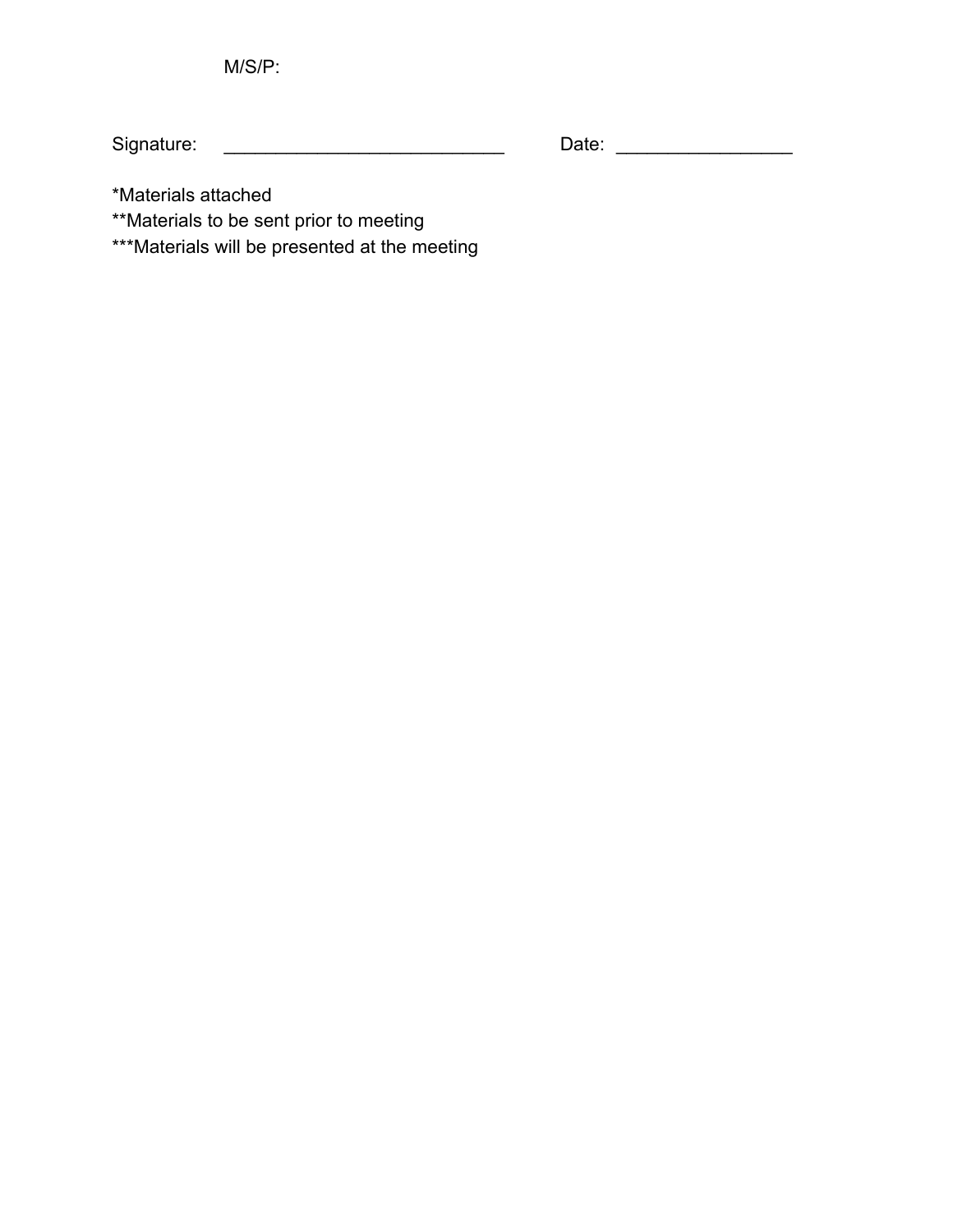M/S/P:

Signature: ___________________________ Date: _________________

*Materials attached
**Materials to be sent prior to meeting
***Materials will be presented at the meeting